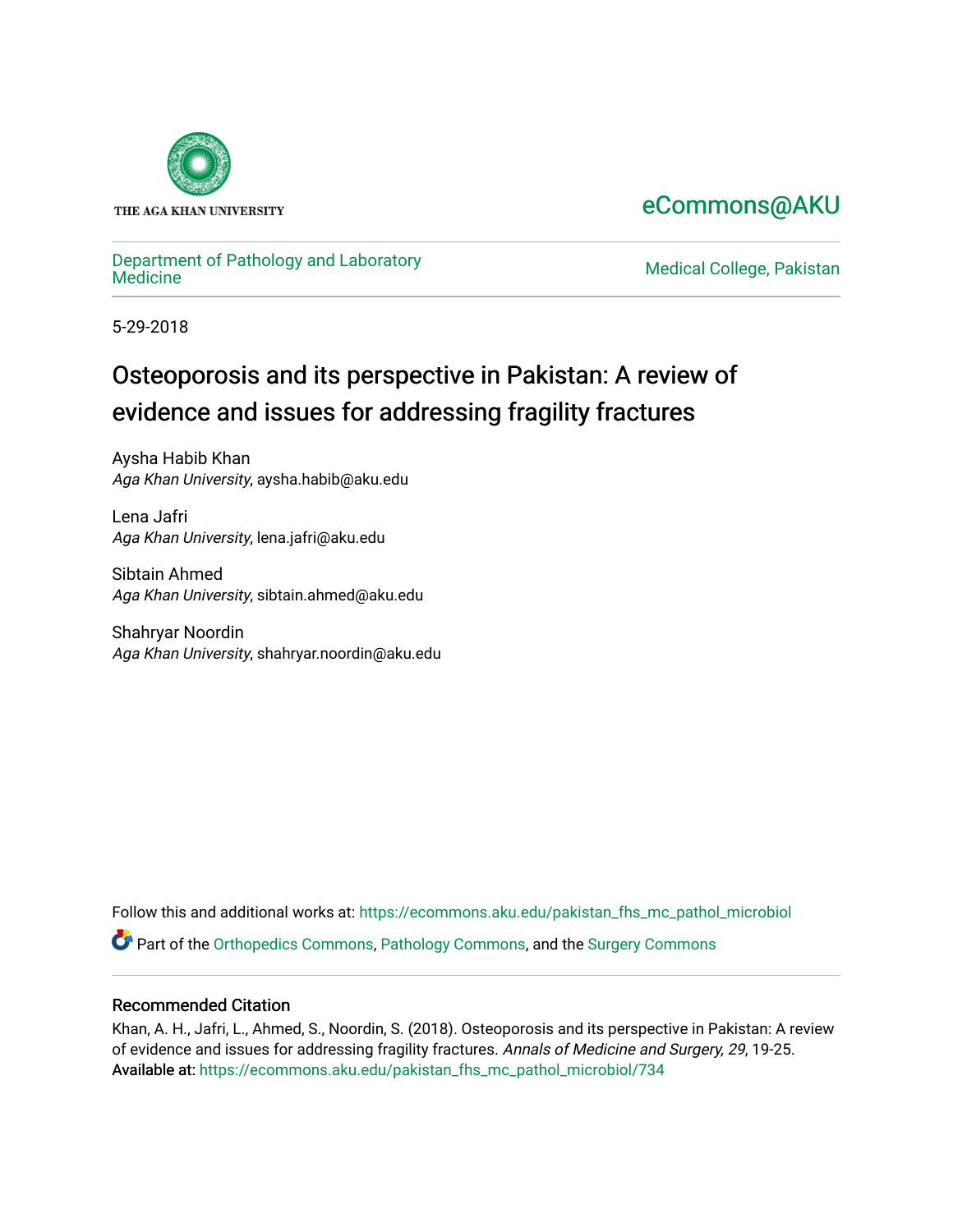THE AGA KHAN UNIVERSITY

eCommons@AKU

Department of Pathology and Laboratory Medicine

Medical College, Pakistan

5-29-2018

# Osteoporosis and its perspective in Pakistan: A review of evidence and issues for addressing fragility fractures

Aysha Habib Khan
*Aga Khan University*, aysha.habib@aku.edu

Lena Jafri
*Aga Khan University*, lena.jafri@aku.edu

Sibtain Ahmed
*Aga Khan University*, sibtain.ahmed@aku.edu

Shahryar Noordin
*Aga Khan University*, shahryar.noordin@aku.edu

Follow this and additional works at: https://ecommons.aku.edu/pakistan_fhs_mc_pathol_microbiol

Part of the Orthopedics Commons, Pathology Commons, and the Surgery Commons

## Recommended Citation

Khan, A. H., Jafri, L., Ahmed, S., Noordin, S. (2018). Osteoporosis and its perspective in Pakistan: A review of evidence and issues for addressing fragility fractures. *Annals of Medicine and Surgery, 29*, 19-25.
Available at: https://ecommons.aku.edu/pakistan_fhs_mc_pathol_microbiol/734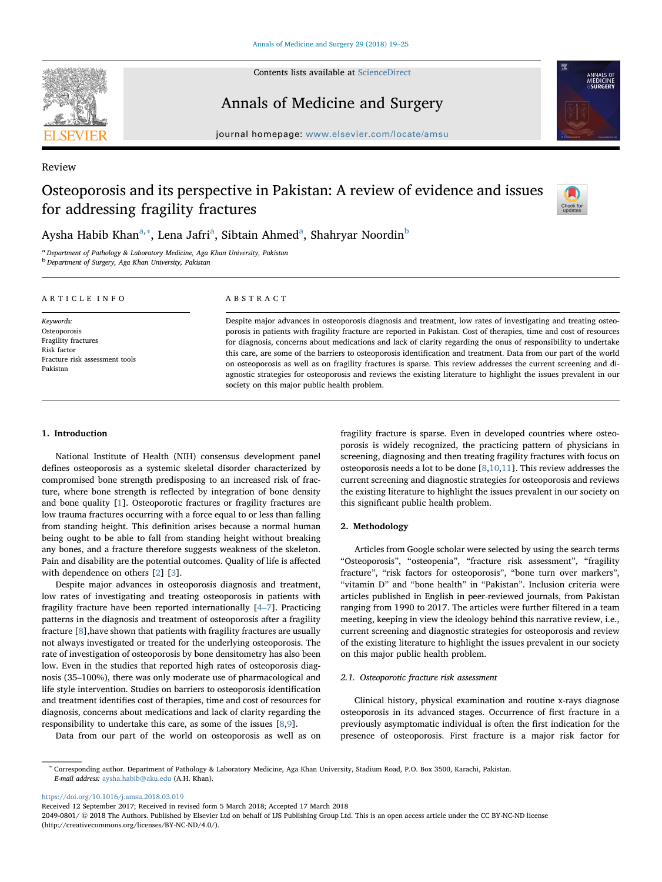Review

# Osteoporosis and its perspective in Pakistan: A review of evidence and issues for addressing fragility fractures

Aysha Habib Khan[a,*], Lena Jafri[a], Sibtain Ahmed[a], Shahryar Noordin[b]

[a] Department of Pathology & Laboratory Medicine, Aga Khan University, Pakistan

[b] Department of Surgery, Aga Khan University, Pakistan

## ARTICLE INFO

*Keywords:*
Osteoporosis
Fragility fractures
Risk factor
Fracture risk assessment tools
Pakistan

## ABSTRACT

Despite major advances in osteoporosis diagnosis and treatment, low rates of investigating and treating osteoporosis in patients with fragility fracture are reported in Pakistan. Cost of therapies, time and cost of resources for diagnosis, concerns about medications and lack of clarity regarding the onus of responsibility to undertake this care, are some of the barriers to osteoporosis identification and treatment. Data from our part of the world on osteoporosis as well as on fragility fractures is sparse. This review addresses the current screening and diagnostic strategies for osteoporosis and reviews the existing literature to highlight the issues prevalent in our society on this major public health problem.

## 1. Introduction

National Institute of Health (NIH) consensus development panel defines osteoporosis as a systemic skeletal disorder characterized by compromised bone strength predisposing to an increased risk of fracture, where bone strength is reflected by integration of bone density and bone quality [1]. Osteoporotic fractures or fragility fractures are low trauma fractures occurring with a force equal to or less than falling from standing height. This definition arises because a normal human being ought to be able to fall from standing height without breaking any bones, and a fracture therefore suggests weakness of the skeleton. Pain and disability are the potential outcomes. Quality of life is affected with dependence on others [2] [3].

Despite major advances in osteoporosis diagnosis and treatment, low rates of investigating and treating osteoporosis in patients with fragility fracture have been reported internationally [4–7]. Practicing patterns in the diagnosis and treatment of osteoporosis after a fragility fracture [8],have shown that patients with fragility fractures are usually not always investigated or treated for the underlying osteoporosis. The rate of investigation of osteoporosis by bone densitometry has also been low. Even in the studies that reported high rates of osteoporosis diagnosis (35–100%), there was only moderate use of pharmacological and life style intervention. Studies on barriers to osteoporosis identification and treatment identifies cost of therapies, time and cost of resources for diagnosis, concerns about medications and lack of clarity regarding the responsibility to undertake this care, as some of the issues [8,9].

Data from our part of the world on osteoporosis as well as on fragility fracture is sparse. Even in developed countries where osteoporosis is widely recognized, the practicing pattern of physicians in screening, diagnosing and then treating fragility fractures with focus on osteoporosis needs a lot to be done [8,10,11]. This review addresses the current screening and diagnostic strategies for osteoporosis and reviews the existing literature to highlight the issues prevalent in our society on this significant public health problem.

## 2. Methodology

Articles from Google scholar were selected by using the search terms “Osteoporosis”, “osteopenia”, “fracture risk assessment”, “fragility fracture”, “risk factors for osteoporosis”, “bone turn over markers”, “vitamin D” and “bone health” in “Pakistan”. Inclusion criteria were articles published in English in peer-reviewed journals, from Pakistan ranging from 1990 to 2017. The articles were further filtered in a team meeting, keeping in view the ideology behind this narrative review, i.e., current screening and diagnostic strategies for osteoporosis and review of the existing literature to highlight the issues prevalent in our society on this major public health problem.

### 2.1. Osteoporotic fracture risk assessment

Clinical history, physical examination and routine x-rays diagnose osteoporosis in its advanced stages. Occurrence of first fracture in a previously asymptomatic individual is often the first indication for the presence of osteoporosis. First fracture is a major risk factor for

---

* Corresponding author. Department of Pathology & Laboratory Medicine, Aga Khan University, Stadium Road, P.O. Box 3500, Karachi, Pakistan.
*E-mail address:* aysha.habib@aku.edu (A.H. Khan).

https://doi.org/10.1016/j.amsu.2018.03.019
Received 12 September 2017; Received in revised form 5 March 2018; Accepted 17 March 2018
2049-0801/ © 2018 The Authors. Published by Elsevier Ltd on behalf of IJS Publishing Group Ltd. This is an open access article under the CC BY-NC-ND license (http://creativecommons.org/licenses/BY-NC-ND/4.0/).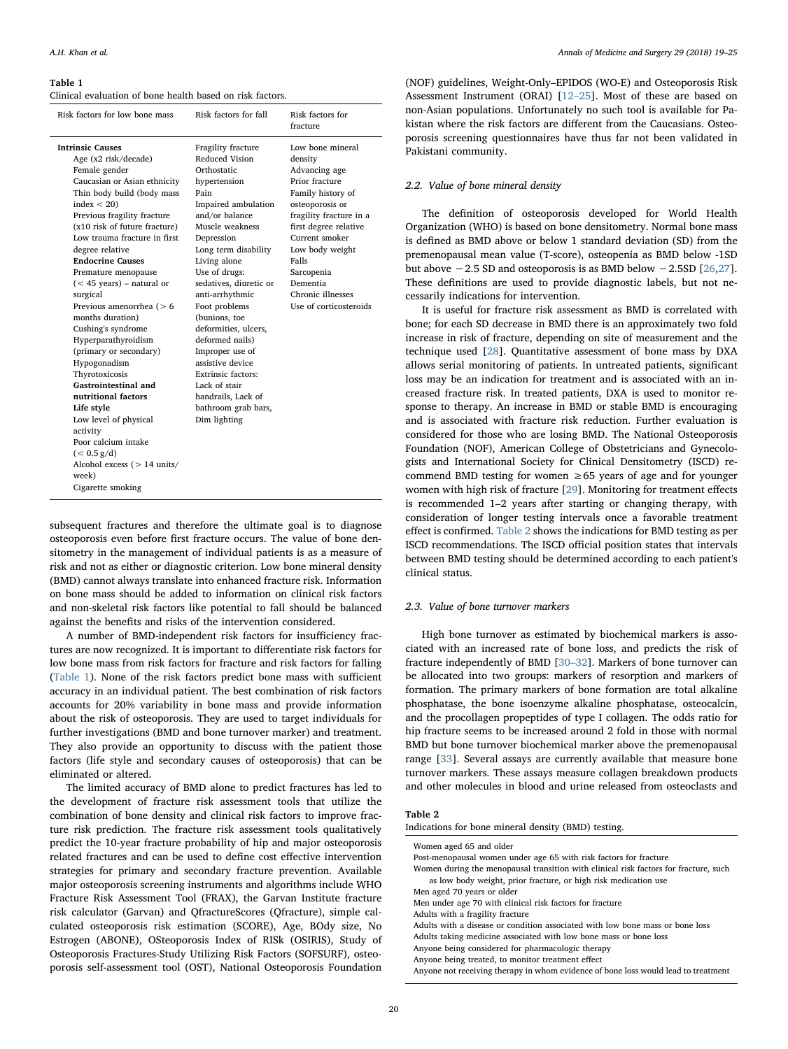**Table 1**
Clinical evaluation of bone health based on risk factors.

| Risk factors for low bone mass | Risk factors for fall | Risk factors for fracture |
|---|---|---|
| **Intrinsic Causes**<br>Age (x2 risk/decade)<br>Female gender<br>Caucasian or Asian ethnicity<br>Thin body build (body mass index < 20)<br>Previous fragility fracture (x10 risk of future fracture)<br>Low trauma fracture in first degree relative<br>**Endocrine Causes**<br>Premature menopause (< 45 years) – natural or surgical<br>Previous amenorrhea (> 6 months duration)<br>Cushing's syndrome<br>Hyperparathyroidism (primary or secondary)<br>Hypogonadism<br>Thyrotoxicosis<br>**Gastrointestinal and nutritional factors**<br>**Life style**<br>Low level of physical activity<br>Poor calcium intake (< 0.5 g/d)<br>Alcohol excess (> 14 units/week)<br>Cigarette smoking | Fragility fracture<br>Reduced Vision<br>Orthostatic hypertension<br>Pain<br>Impaired ambulation and/or balance<br>Muscle weakness<br>Depression<br>Long term disability<br>Living alone<br>Use of drugs: sedatives, diuretic or anti-arrhythmic<br>Foot problems (bunions, toe deformities, ulcers, deformed nails)<br>Improper use of assistive device<br>Extrinsic factors: Lack of stair handrails, Lack of bathroom grab bars, Dim lighting | Low bone mineral density<br>Advancing age<br>Prior fracture<br>Family history of osteoporosis or fragility fracture in a first degree relative<br>Current smoker<br>Low body weight<br>Falls<br>Sarcopenia<br>Dementia<br>Chronic illnesses<br>Use of corticosteroids |

subsequent fractures and therefore the ultimate goal is to diagnose osteoporosis even before first fracture occurs. The value of bone densitometry in the management of individual patients is as a measure of risk and not as either or diagnostic criterion. Low bone mineral density (BMD) cannot always translate into enhanced fracture risk. Information on bone mass should be added to information on clinical risk factors and non-skeletal risk factors like potential to fall should be balanced against the benefits and risks of the intervention considered.

A number of BMD-independent risk factors for insufficiency fractures are now recognized. It is important to differentiate risk factors for low bone mass from risk factors for fracture and risk factors for falling (Table 1). None of the risk factors predict bone mass with sufficient accuracy in an individual patient. The best combination of risk factors accounts for 20% variability in bone mass and provide information about the risk of osteoporosis. They are used to target individuals for further investigations (BMD and bone turnover marker) and treatment. They also provide an opportunity to discuss with the patient those factors (life style and secondary causes of osteoporosis) that can be eliminated or altered.

The limited accuracy of BMD alone to predict fractures has led to the development of fracture risk assessment tools that utilize the combination of bone density and clinical risk factors to improve fracture risk prediction. The fracture risk assessment tools qualitatively predict the 10-year fracture probability of hip and major osteoporosis related fractures and can be used to define cost effective intervention strategies for primary and secondary fracture prevention. Available major osteoporosis screening instruments and algorithms include WHO Fracture Risk Assessment Tool (FRAX), the Garvan Institute fracture risk calculator (Garvan) and QfractureScores (Qfracture), simple calculated osteoporosis risk estimation (SCORE), Age, BOdy size, No Estrogen (ABONE), OSteoporosis Index of RISk (OSIRIS), Study of Osteoporosis Fractures-Study Utilizing Risk Factors (SOFSURF), osteoporosis self-assessment tool (OST), National Osteoporosis Foundation (NOF) guidelines, Weight-Only–EPIDOS (WO-E) and Osteoporosis Risk Assessment Instrument (ORAI) [12–25]. Most of these are based on non-Asian populations. Unfortunately no such tool is available for Pakistan where the risk factors are different from the Caucasians. Osteoporosis screening questionnaires have thus far not been validated in Pakistani community.

### 2.2. Value of bone mineral density

The definition of osteoporosis developed for World Health Organization (WHO) is based on bone densitometry. Normal bone mass is defined as BMD above or below 1 standard deviation (SD) from the premenopausal mean value (T-score), osteopenia as BMD below -1SD but above −2.5 SD and osteoporosis is as BMD below −2.5SD [26,27]. These definitions are used to provide diagnostic labels, but not necessarily indications for intervention.

It is useful for fracture risk assessment as BMD is correlated with bone; for each SD decrease in BMD there is an approximately two fold increase in risk of fracture, depending on site of measurement and the technique used [28]. Quantitative assessment of bone mass by DXA allows serial monitoring of patients. In untreated patients, significant loss may be an indication for treatment and is associated with an increased fracture risk. In treated patients, DXA is used to monitor response to therapy. An increase in BMD or stable BMD is encouraging and is associated with fracture risk reduction. Further evaluation is considered for those who are losing BMD. The National Osteoporosis Foundation (NOF), American College of Obstetricians and Gynecologists and International Society for Clinical Densitometry (ISCD) recommend BMD testing for women ≥65 years of age and for younger women with high risk of fracture [29]. Monitoring for treatment effects is recommended 1–2 years after starting or changing therapy, with consideration of longer testing intervals once a favorable treatment effect is confirmed. Table 2 shows the indications for BMD testing as per ISCD recommendations. The ISCD official position states that intervals between BMD testing should be determined according to each patient's clinical status.

### 2.3. Value of bone turnover markers

High bone turnover as estimated by biochemical markers is associated with an increased rate of bone loss, and predicts the risk of fracture independently of BMD [30–32]. Markers of bone turnover can be allocated into two groups: markers of resorption and markers of formation. The primary markers of bone formation are total alkaline phosphatase, the bone isoenzyme alkaline phosphatase, osteocalcin, and the procollagen propeptides of type I collagen. The odds ratio for hip fracture seems to be increased around 2 fold in those with normal BMD but bone turnover biochemical marker above the premenopausal range [33]. Several assays are currently available that measure bone turnover markers. These assays measure collagen breakdown products and other molecules in blood and urine released from osteoclasts and

**Table 2**
Indications for bone mineral density (BMD) testing.

| |
|---|
| Women aged 65 and older |
| Post-menopausal women under age 65 with risk factors for fracture |
| Women during the menopausal transition with clinical risk factors for fracture, such as low body weight, prior fracture, or high risk medication use |
| Men aged 70 years or older |
| Men under age 70 with clinical risk factors for fracture |
| Adults with a fragility fracture |
| Adults with a disease or condition associated with low bone mass or bone loss |
| Adults taking medicine associated with low bone mass or bone loss |
| Anyone being considered for pharmacologic therapy |
| Anyone being treated, to monitor treatment effect |
| Anyone not receiving therapy in whom evidence of bone loss would lead to treatment |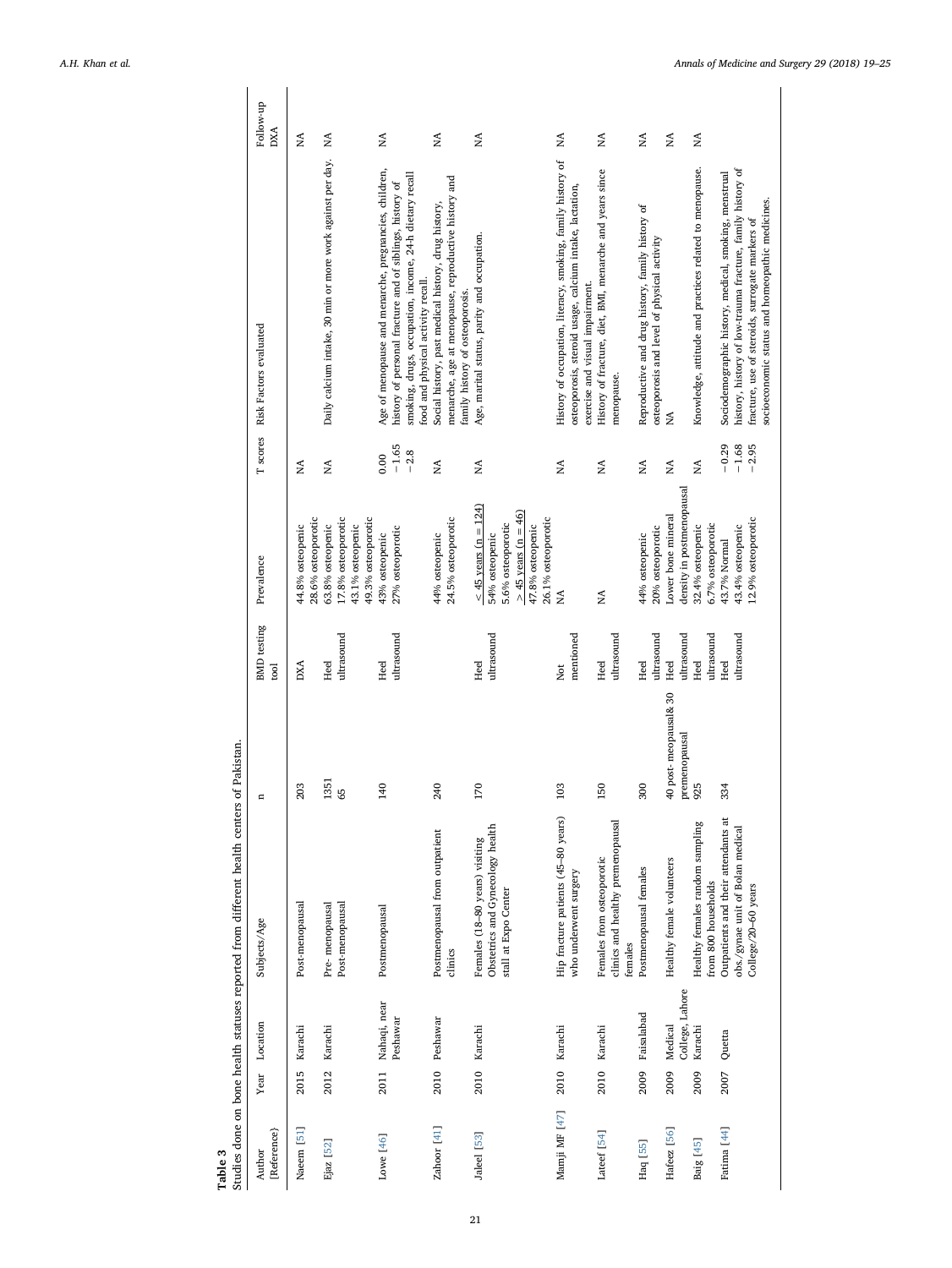**Table 3**
Studies done on bone health statuses reported from different health centers of Pakistan.

| Author (Reference) | Year | Location | Subjects/Age | n | BMD testing tool | Prevalence | T scores | Risk Factors evaluated | Follow-up DXA |
|---|---|---|---|---|---|---|---|---|---|
| Naeem [51] | 2015 | Karachi | Post-menopausal | 203 | DXA | 44.8% osteopenic<br>28.6% osteoporotic | NA | | NA |
| Ejaz [52] | 2012 | Karachi | Pre- menopausal<br>Post-menopausal | 1351<br>65 | Heel ultrasound | 63.8% osteopenic<br>17.8% osteoporotic<br>43.1% osteopenic<br>49.3% osteoporotic | NA | Daily calcium intake, 30 min or more work against per day. | NA |
| Lowe [46] | 2011 | Nahaqi, near Peshawar | Postmenopausal | 140 | Heel ultrasound | 43% osteopenic<br>27% osteoporotic | 0.00<br>−1.65<br>−2.8 | Age of menopause and menarche, pregnancies, children, history of personal fracture and of siblings, history of smoking, drugs, occupation, income, 24-h dietary recall food and physical activity recall. | NA |
| Zahoor [41] | 2010 | Peshawar | Postmenopausal from outpatient clinics | 240 | | 44% osteopenic<br>24.5% osteoporotic | NA | Social history, past medical history, drug history, menarche, age at menopause, reproductive history and family history of osteoporosis. | NA |
| Jaleel [53] | 2010 | Karachi | Females (18–80 years) visiting Obstetrics and Gynecology health stall at Expo Center | 170 | Heel ultrasound | < 45 years (n = 124)<br>54% osteopenic<br>5.6% osteoporotic<br>≥ 45 years (n = 46)<br>47.8% osteopenic<br>26.1% osteoporotic | NA | Age, marital status, parity and occupation. | NA |
| Mamji MF [47] | 2010 | Karachi | Hip fracture patients (45–80 years) who underwent surgery | 103 | Not mentioned | NA | NA | History of occupation, literacy, smoking, family history of osteoporosis, steroid usage, calcium intake, lactation, exercise and visual impairment. | NA |
| Lateef [54] | 2010 | Karachi | Females from osteoporotic clinics and healthy premenopausal females | 150 | Heel ultrasound | NA | NA | History of fracture, diet, BMI, menarche and years since menopause. | NA |
| Haq [55] | 2009 | Faisalabad | Postmenopausal females | 300 | Heel ultrasound | 44% osteopenic<br>20% osteoporotic | NA | Reproductive and drug history, family history of osteoporosis and level of physical activity | NA |
| Hafeez [56] | 2009 | Medical College, Lahore | Healthy female volunteers | 40 post- meopausal& 30 premenopausal | Heel ultrasound | Lower bone mineral density in postmenopausal | NA | NA | NA |
| Baig [45] | 2009 | Karachi | Healthy females random sampling from 800 households | 925 | Heel ultrasound | 32.4% osteopenic<br>6.7% osteoporotic | NA | Knowledge, attitude and practices related to menopause. | NA |
| Fatima [44] | 2007 | Quetta | Outpatients and their attendants at obs./gynae unit of Bolan medical College/20–60 years | 334 | Heel ultrasound | 43.7% Normal<br>43.4% osteopenic<br>12.9% osteoporotic | −0.29<br>−1.68<br>−2.95 | Sociodemographic history, medical, smoking, menstrual history, history of low-trauma fracture, family history of fracture, use of steroids, surrogate markers of socioeconomic status and homeopathic medicines. | |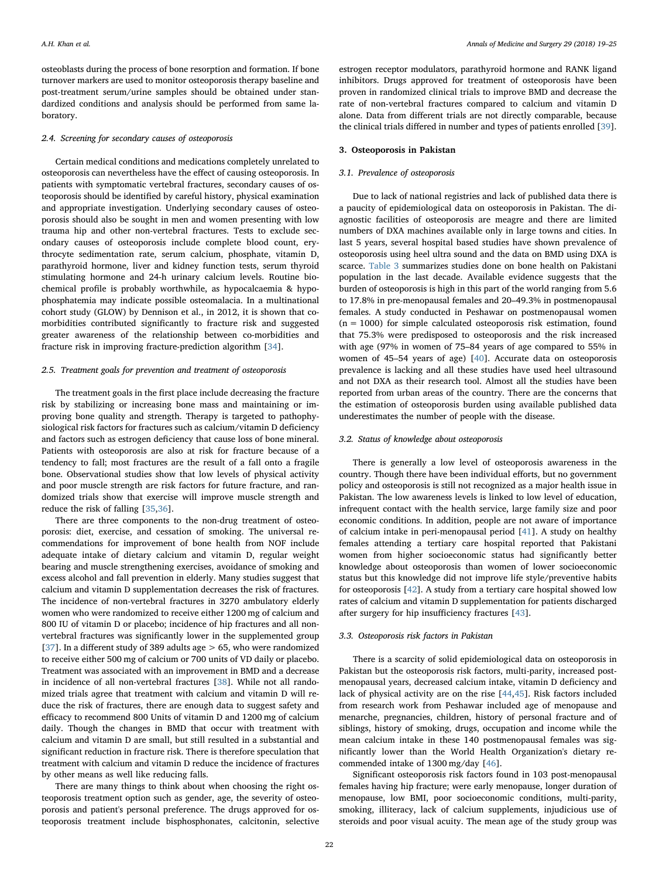osteoblasts during the process of bone resorption and formation. If bone turnover markers are used to monitor osteoporosis therapy baseline and post-treatment serum/urine samples should be obtained under standardized conditions and analysis should be performed from same laboratory.

### 2.4. Screening for secondary causes of osteoporosis

Certain medical conditions and medications completely unrelated to osteoporosis can nevertheless have the effect of causing osteoporosis. In patients with symptomatic vertebral fractures, secondary causes of osteoporosis should be identified by careful history, physical examination and appropriate investigation. Underlying secondary causes of osteoporosis should also be sought in men and women presenting with low trauma hip and other non-vertebral fractures. Tests to exclude secondary causes of osteoporosis include complete blood count, erythrocyte sedimentation rate, serum calcium, phosphate, vitamin D, parathyroid hormone, liver and kidney function tests, serum thyroid stimulating hormone and 24-h urinary calcium levels. Routine biochemical profile is probably worthwhile, as hypocalcaemia & hypophosphatemia may indicate possible osteomalacia. In a multinational cohort study (GLOW) by Dennison et al., in 2012, it is shown that comorbidities contributed significantly to fracture risk and suggested greater awareness of the relationship between co-morbidities and fracture risk in improving fracture-prediction algorithm [34].

### 2.5. Treatment goals for prevention and treatment of osteoporosis

The treatment goals in the first place include decreasing the fracture risk by stabilizing or increasing bone mass and maintaining or improving bone quality and strength. Therapy is targeted to pathophysiological risk factors for fractures such as calcium/vitamin D deficiency and factors such as estrogen deficiency that cause loss of bone mineral. Patients with osteoporosis are also at risk for fracture because of a tendency to fall; most fractures are the result of a fall onto a fragile bone. Observational studies show that low levels of physical activity and poor muscle strength are risk factors for future fracture, and randomized trials show that exercise will improve muscle strength and reduce the risk of falling [35,36].

There are three components to the non-drug treatment of osteoporosis: diet, exercise, and cessation of smoking. The universal recommendations for improvement of bone health from NOF include adequate intake of dietary calcium and vitamin D, regular weight bearing and muscle strengthening exercises, avoidance of smoking and excess alcohol and fall prevention in elderly. Many studies suggest that calcium and vitamin D supplementation decreases the risk of fractures. The incidence of non-vertebral fractures in 3270 ambulatory elderly women who were randomized to receive either 1200 mg of calcium and 800 IU of vitamin D or placebo; incidence of hip fractures and all non-vertebral fractures was significantly lower in the supplemented group [37]. In a different study of 389 adults age > 65, who were randomized to receive either 500 mg of calcium or 700 units of VD daily or placebo. Treatment was associated with an improvement in BMD and a decrease in incidence of all non-vertebral fractures [38]. While not all randomized trials agree that treatment with calcium and vitamin D will reduce the risk of fractures, there are enough data to suggest safety and efficacy to recommend 800 Units of vitamin D and 1200 mg of calcium daily. Though the changes in BMD that occur with treatment with calcium and vitamin D are small, but still resulted in a substantial and significant reduction in fracture risk. There is therefore speculation that treatment with calcium and vitamin D reduce the incidence of fractures by other means as well like reducing falls.

There are many things to think about when choosing the right osteoporosis treatment option such as gender, age, the severity of osteoporosis and patient's personal preference. The drugs approved for osteoporosis treatment include bisphosphonates, calcitonin, selective estrogen receptor modulators, parathyroid hormone and RANK ligand inhibitors. Drugs approved for treatment of osteoporosis have been proven in randomized clinical trials to improve BMD and decrease the rate of non-vertebral fractures compared to calcium and vitamin D alone. Data from different trials are not directly comparable, because the clinical trials differed in number and types of patients enrolled [39].

## 3. Osteoporosis in Pakistan

### 3.1. Prevalence of osteoporosis

Due to lack of national registries and lack of published data there is a paucity of epidemiological data on osteoporosis in Pakistan. The diagnostic facilities of osteoporosis are meagre and there are limited numbers of DXA machines available only in large towns and cities. In last 5 years, several hospital based studies have shown prevalence of osteoporosis using heel ultra sound and the data on BMD using DXA is scarce. Table 3 summarizes studies done on bone health on Pakistani population in the last decade. Available evidence suggests that the burden of osteoporosis is high in this part of the world ranging from 5.6 to 17.8% in pre-menopausal females and 20–49.3% in postmenopausal females. A study conducted in Peshawar on postmenopausal women (n = 1000) for simple calculated osteoporosis risk estimation, found that 75.3% were predisposed to osteoporosis and the risk increased with age (97% in women of 75–84 years of age compared to 55% in women of 45–54 years of age) [40]. Accurate data on osteoporosis prevalence is lacking and all these studies have used heel ultrasound and not DXA as their research tool. Almost all the studies have been reported from urban areas of the country. There are the concerns that the estimation of osteoporosis burden using available published data underestimates the number of people with the disease.

### 3.2. Status of knowledge about osteoporosis

There is generally a low level of osteoporosis awareness in the country. Though there have been individual efforts, but no government policy and osteoporosis is still not recognized as a major health issue in Pakistan. The low awareness levels is linked to low level of education, infrequent contact with the health service, large family size and poor economic conditions. In addition, people are not aware of importance of calcium intake in peri-menopausal period [41]. A study on healthy females attending a tertiary care hospital reported that Pakistani women from higher socioeconomic status had significantly better knowledge about osteoporosis than women of lower socioeconomic status but this knowledge did not improve life style/preventive habits for osteoporosis [42]. A study from a tertiary care hospital showed low rates of calcium and vitamin D supplementation for patients discharged after surgery for hip insufficiency fractures [43].

### 3.3. Osteoporosis risk factors in Pakistan

There is a scarcity of solid epidemiological data on osteoporosis in Pakistan but the osteoporosis risk factors, multi-parity, increased postmenopausal years, decreased calcium intake, vitamin D deficiency and lack of physical activity are on the rise [44,45]. Risk factors included from research work from Peshawar included age of menopause and menarche, pregnancies, children, history of personal fracture and of siblings, history of smoking, drugs, occupation and income while the mean calcium intake in these 140 postmenopausal females was significantly lower than the World Health Organization's dietary recommended intake of 1300 mg/day [46].

Significant osteoporosis risk factors found in 103 post-menopausal females having hip fracture; were early menopause, longer duration of menopause, low BMI, poor socioeconomic conditions, multi-parity, smoking, illiteracy, lack of calcium supplements, injudicious use of steroids and poor visual acuity. The mean age of the study group was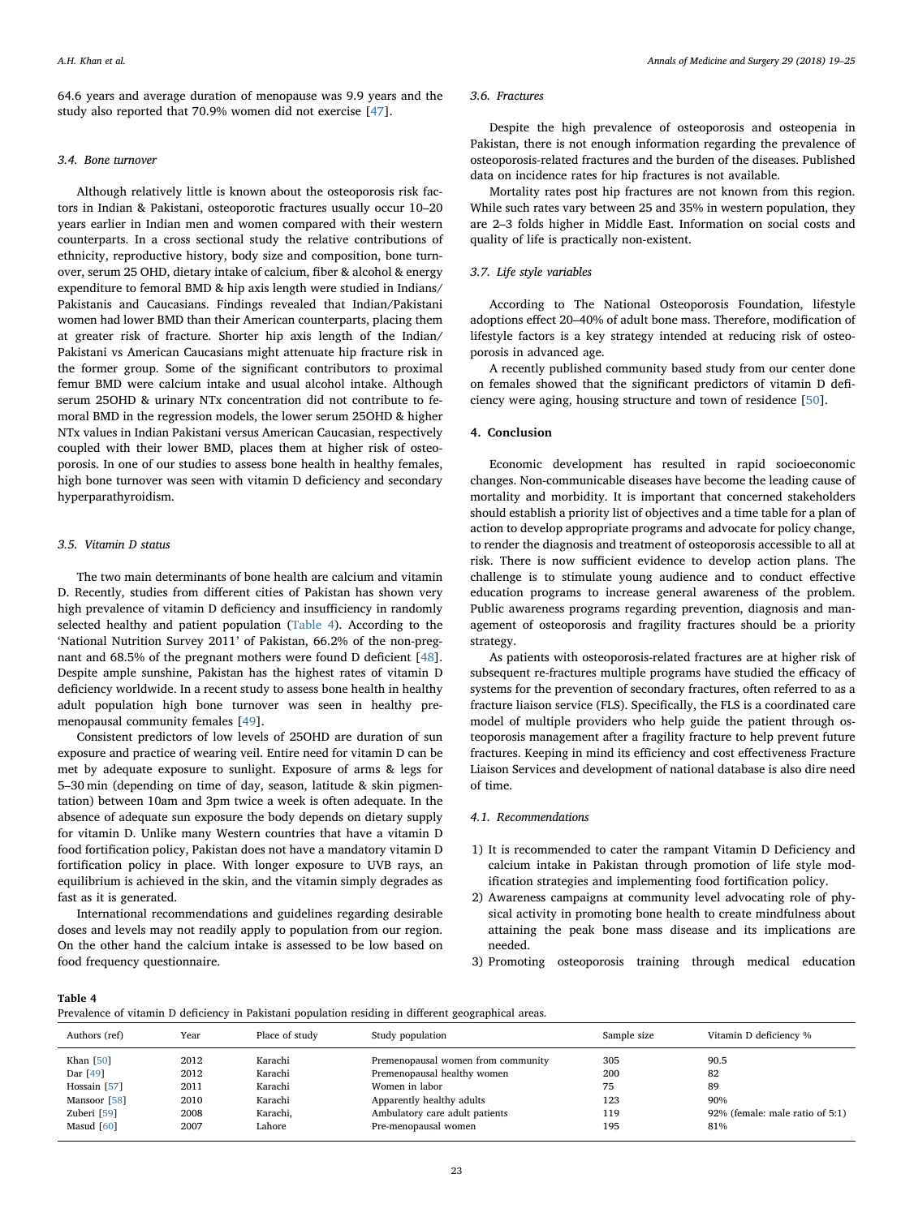64.6 years and average duration of menopause was 9.9 years and the study also reported that 70.9% women did not exercise [47].

### 3.4. Bone turnover

Although relatively little is known about the osteoporosis risk factors in Indian & Pakistani, osteoporotic fractures usually occur 10–20 years earlier in Indian men and women compared with their western counterparts. In a cross sectional study the relative contributions of ethnicity, reproductive history, body size and composition, bone turnover, serum 25 OHD, dietary intake of calcium, fiber & alcohol & energy expenditure to femoral BMD & hip axis length were studied in Indians/Pakistanis and Caucasians. Findings revealed that Indian/Pakistani women had lower BMD than their American counterparts, placing them at greater risk of fracture. Shorter hip axis length of the Indian/Pakistani vs American Caucasians might attenuate hip fracture risk in the former group. Some of the significant contributors to proximal femur BMD were calcium intake and usual alcohol intake. Although serum 25OHD & urinary NTx concentration did not contribute to femoral BMD in the regression models, the lower serum 25OHD & higher NTx values in Indian Pakistani versus American Caucasian, respectively coupled with their lower BMD, places them at higher risk of osteoporosis. In one of our studies to assess bone health in healthy females, high bone turnover was seen with vitamin D deficiency and secondary hyperparathyroidism.

### 3.5. Vitamin D status

The two main determinants of bone health are calcium and vitamin D. Recently, studies from different cities of Pakistan has shown very high prevalence of vitamin D deficiency and insufficiency in randomly selected healthy and patient population (Table 4). According to the 'National Nutrition Survey 2011' of Pakistan, 66.2% of the non-pregnant and 68.5% of the pregnant mothers were found D deficient [48]. Despite ample sunshine, Pakistan has the highest rates of vitamin D deficiency worldwide. In a recent study to assess bone health in healthy adult population high bone turnover was seen in healthy premenopausal community females [49].

Consistent predictors of low levels of 25OHD are duration of sun exposure and practice of wearing veil. Entire need for vitamin D can be met by adequate exposure to sunlight. Exposure of arms & legs for 5–30 min (depending on time of day, season, latitude & skin pigmentation) between 10am and 3pm twice a week is often adequate. In the absence of adequate sun exposure the body depends on dietary supply for vitamin D. Unlike many Western countries that have a vitamin D food fortification policy, Pakistan does not have a mandatory vitamin D fortification policy in place. With longer exposure to UVB rays, an equilibrium is achieved in the skin, and the vitamin simply degrades as fast as it is generated.

International recommendations and guidelines regarding desirable doses and levels may not readily apply to population from our region. On the other hand the calcium intake is assessed to be low based on food frequency questionnaire.

### 3.6. Fractures

Despite the high prevalence of osteoporosis and osteopenia in Pakistan, there is not enough information regarding the prevalence of osteoporosis-related fractures and the burden of the diseases. Published data on incidence rates for hip fractures is not available.

Mortality rates post hip fractures are not known from this region. While such rates vary between 25 and 35% in western population, they are 2–3 folds higher in Middle East. Information on social costs and quality of life is practically non-existent.

### 3.7. Life style variables

According to The National Osteoporosis Foundation, lifestyle adoptions effect 20–40% of adult bone mass. Therefore, modification of lifestyle factors is a key strategy intended at reducing risk of osteoporosis in advanced age.

A recently published community based study from our center done on females showed that the significant predictors of vitamin D deficiency were aging, housing structure and town of residence [50].

## 4. Conclusion

Economic development has resulted in rapid socioeconomic changes. Non-communicable diseases have become the leading cause of mortality and morbidity. It is important that concerned stakeholders should establish a priority list of objectives and a time table for a plan of action to develop appropriate programs and advocate for policy change, to render the diagnosis and treatment of osteoporosis accessible to all at risk. There is now sufficient evidence to develop action plans. The challenge is to stimulate young audience and to conduct effective education programs to increase general awareness of the problem. Public awareness programs regarding prevention, diagnosis and management of osteoporosis and fragility fractures should be a priority strategy.

As patients with osteoporosis-related fractures are at higher risk of subsequent re-fractures multiple programs have studied the efficacy of systems for the prevention of secondary fractures, often referred to as a fracture liaison service (FLS). Specifically, the FLS is a coordinated care model of multiple providers who help guide the patient through osteoporosis management after a fragility fracture to help prevent future fractures. Keeping in mind its efficiency and cost effectiveness Fracture Liaison Services and development of national database is also dire need of time.

### 4.1. Recommendations

1) It is recommended to cater the rampant Vitamin D Deficiency and calcium intake in Pakistan through promotion of life style modification strategies and implementing food fortification policy.
2) Awareness campaigns at community level advocating role of physical activity in promoting bone health to create mindfulness about attaining the peak bone mass disease and its implications are needed.
3) Promoting osteoporosis training through medical education

**Table 4**
Prevalence of vitamin D deficiency in Pakistani population residing in different geographical areas.

| Authors (ref) | Year | Place of study | Study population | Sample size | Vitamin D deficiency % |
|---|---|---|---|---|---|
| Khan [50] | 2012 | Karachi | Premenopausal women from community | 305 | 90.5 |
| Dar [49] | 2012 | Karachi | Premenopausal healthy women | 200 | 82 |
| Hossain [57] | 2011 | Karachi | Women in labor | 75 | 89 |
| Mansoor [58] | 2010 | Karachi | Apparently healthy adults | 123 | 90% |
| Zuberi [59] | 2008 | Karachi, | Ambulatory care adult patients | 119 | 92% (female: male ratio of 5:1) |
| Masud [60] | 2007 | Lahore | Pre-menopausal women | 195 | 81% |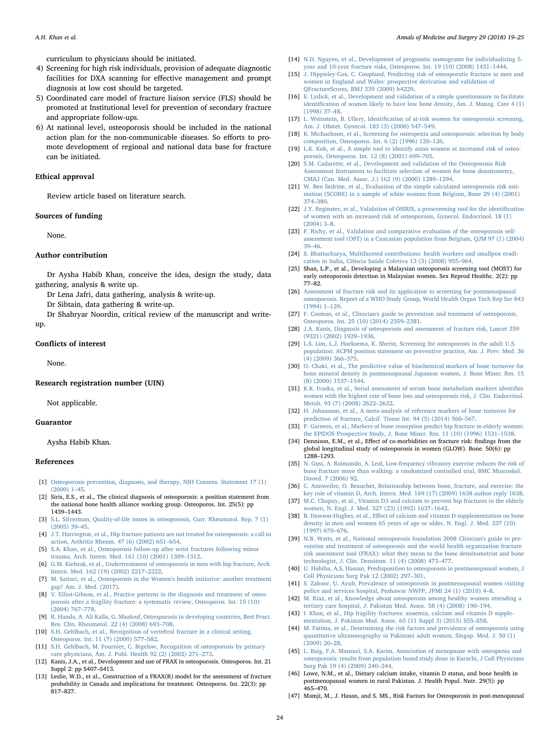curriculum to physicians should be initiated.

4) Screening for high risk individuals, provision of adequate diagnostic facilities for DXA scanning for effective management and prompt diagnosis at low cost should be targeted.
5) Coordinated care model of fracture liaison service (FLS) should be promoted at Institutional level for prevention of secondary fracture and appropriate follow-ups.
6) At national level, osteoporosis should be included in the national action plan for the non-communicable diseases. So efforts to promote development of regional and national data base for fracture can be initiated.

## Ethical approval

Review article based on literature search.

## Sources of funding

None.

## Author contribution

Dr Aysha Habib Khan, conceive the idea, design the study, data gathering, analysis & write up.

Dr Lena Jafri, data gathering, analysis & write-up.

Dr Sibtain, data gathering & write-up.

Dr Shahryar Noordin, critical review of the manuscript and write-up.

## Conflicts of interest

None.

## Research registration number (UIN)

Not applicable.

## Guarantor

Aysha Habib Khan.

## References

[1] Osteoporosis prevention, diagnosis, and therapy, NIH Consens. Statement 17 (1) (2000) 1–45.

[2] Siris, E.S., et al., The clinical diagnosis of osteoporosis: a position statement from the national bone health alliance working group. Osteoporos. Int. 25(5): pp 1439–1443.

[3] S.L. Silverman, Quality-of-life issues in osteoporosis, Curr. Rheumatol. Rep. 7 (1) (2005) 39–45.

[4] J.T. Harrington, et al., Hip fracture patients are not treated for osteoporosis: a call to action, Arthritis Rheum. 47 (6) (2002) 651–654.

[5] S.A. Khan, et al., Osteoporosis follow-up after wrist fractures following minor trauma, Arch. Intern. Med. 161 (10) (2001) 1309–1312.

[6] G.M. Kiebzak, et al., Undertreatment of osteoporosis in men with hip fracture, Arch. Intern. Med. 162 (19) (2002) 2217–2222.

[7] M. Sattari, et al., Osteoporosis in the Women's health initiative: another treatment gap? Am. J. Med. (2017).

[8] V. Elliot-Gibson, et al., Practice patterns in the diagnosis and treatment of osteoporosis after a fragility fracture: a systematic review, Osteoporos. Int. 15 (10) (2004) 767–778.

[9] R. Handa, A. Ali Kalla, G. Maalouf, Osteoporosis in developing countries, Best Pract. Res. Clin. Rheumatol. 22 (4) (2008) 693–708.

[10] S.H. Gehlbach, et al., Recognition of vertebral fracture in a clinical setting, Osteoporos. Int. 11 (7) (2000) 577–582.

[11] S.H. Gehlbach, M. Fournier, C. Bigelow, Recognition of osteoporosis by primary care physicians, Am. J. Publ. Health 92 (2) (2002) 271–273.

[12] Kanis, J.A., et al., Development and use of FRAX in osteoporosis. Osteoporos. Int. 21 Suppl 2: pp S407–S413.

[13] Leslie, W.D., et al., Construction of a FRAX(R) model for the assessment of fracture probability in Canada and implications for treatment. Osteoporos. Int. 22(3): pp 817–827.

[14] N.D. Nguyen, et al., Development of prognostic nomograms for individualizing 5-year and 10-year fracture risks, Osteoporos. Int. 19 (10) (2008) 1431–1444.

[15] J. Hippisley-Cox, C. Coupland, Predicting risk of osteoporotic fracture in men and women in England and Wales: prospective derivation and validation of QFractureScores, BMJ 339 (2009) b4229.

[16] E. Lydick, et al., Development and validation of a simple questionnaire to facilitate identification of women likely to have low bone density, Am. J. Manag. Care 4 (1) (1998) 37–48.

[17] L. Weinstein, B. Ullery, Identification of at-risk women for osteoporosis screening, Am. J. Obstet. Gynecol. 183 (3) (2000) 547–549.

[18] K. Michaelsson, et al., Screening for osteopenia and osteoporosis: selection by body composition, Osteoporos. Int. 6 (2) (1996) 120–126.

[19] L.K. Koh, et al., A simple tool to identify asian women at increased risk of osteoporosis, Osteoporos. Int. 12 (8) (2001) 699–705.

[20] S.M. Cadarette, et al., Development and validation of the Osteoporosis Risk Assessment Instrument to facilitate selection of women for bone densitometry, CMAJ (Can. Med. Assoc. J.) 162 (9) (2000) 1289–1294.

[21] W. Ben Sedrine, et al., Evaluation of the simple calculated osteoporosis risk estimation (SCORE) in a sample of white women from Belgium, Bone 29 (4) (2001) 374–380.

[22] J.Y. Reginster, et al., Validation of OSIRIS, a prescreening tool for the identification of women with an increased risk of osteoporosis, Gynecol. Endocrinol. 18 (1) (2004) 3–8.

[23] F. Richy, et al., Validation and comparative evaluation of the osteoporosis self-assessment tool (OST) in a Caucasian population from Belgium, QJM 97 (1) (2004) 39–46.

[24] S. Bhattacharya, Multifaceted contributions: health workers and smallpox eradication in India, Ciência Saúde Coletiva 13 (3) (2008) 955–964.

[25] Shan, L.P., et al., Developing a Malaysian osteoporosis screening tool (MOST) for early osteoporosis detection in Malaysian women. Sex Reprod Healthc. 2(2): pp 77–82.

[26] Assessment of fracture risk and its application to screening for postmenopausal osteoporosis. Report of a WHO Study Group, World Health Organ Tech Rep Ser 843 (1994) 1–129.

[27] F. Cosman, et al., Clinician's guide to prevention and treatment of osteoporosis, Osteoporos. Int. 25 (10) (2014) 2359–2381.

[28] J.A. Kanis, Diagnosis of osteoporosis and assessment of fracture risk, Lancet 359 (9321) (2002) 1929–1936.

[29] L.S. Lim, L.J. Hoeksema, K. Sherin, Screening for osteoporosis in the adult U.S. population: ACPM position statement on preventive practice, Am. J. Prev. Med. 36 (4) (2009) 366–375.

[30] O. Chaki, et al., The predictive value of biochemical markers of bone turnover for bone mineral density in postmenopausal Japanese women, J. Bone Miner. Res. 15 (8) (2000) 1537–1544.

[31] K.K. Ivaska, et al., Serial assessment of serum bone metabolism markers identifies women with the highest rate of bone loss and osteoporosis risk, J. Clin. Endocrinol. Metab. 93 (7) (2008) 2622–2632.

[32] H. Johansson, et al., A meta-analysis of reference markers of bone turnover for prediction of fracture, Calcif. Tissue Int. 94 (5) (2014) 560–567.

[33] P. Garnero, et al., Markers of bone resorption predict hip fracture in elderly women: the EPIDOS Prospective Study, J. Bone Miner. Res. 11 (10) (1996) 1531–1538.

[34] Dennison, E.M., et al., Effect of co-morbidities on fracture risk: findings from the global longitudinal study of osteoporosis in women (GLOW). Bone. 50(6): pp 1288–1293.

[35] N. Gusi, A. Raimundo, A. Leal, Low-frequency vibratory exercise reduces the risk of bone fracture more than walking: a randomized controlled trial, BMC Muscoskel. Disord. 7 (2006) 92.

[36] C. Annweiler, O. Beauchet, Relationship between bone, fracture, and exercise: the key role of vitamin D, Arch. Intern. Med. 169 (17) (2009) 1638 author reply 1638.

[37] M.C. Chapuy, et al., Vitamin D3 and calcium to prevent hip fractures in the elderly women, N. Engl. J. Med. 327 (23) (1992) 1637–1642.

[38] B. Dawson-Hughes, et al., Effect of calcium and vitamin D supplementation on bone density in men and women 65 years of age or older, N. Engl. J. Med. 337 (10) (1997) 670–676.

[39] N.B. Watts, et al., National osteoporosis foundation 2008 Clinician's guide to prevention and treatment of osteoporosis and the world health organization fracture risk assessment tool (FRAX): what they mean to the bone densitometrist and bone technologist, J. Clin. Densitom. 11 (4) (2008) 473–477.

[40] U. Habiba, A.S, Hassan, Predisposition to osteoporosis in postmenopausal women, J Coll Physicians Surg Pak 12 (2002) 297–301.

[41] S. Zahoor, U. Ayub, Prevalence of osteoporosis in postmenopausal women visiting police and services hospital, Peshawar NWFP, JPMI 24 (1) (2010) 4–8.

[42] M. Riaz, et al., Knowledge about osteoporosis among healthy women attending a tertiary care hospital, J. Pakistan Med. Assoc. 58 (4) (2008) 190–194.

[43] I. Khan, et al., Hip fragility fractures: anaemia, calcium and vitamin D supplementation, J. Pakistan Med. Assoc. 65 (11 Suppl 3) (2015) S55–S58.

[44] M. Fatima, et al., Determining the risk factors and prevalence of osteoporosis using quantitative ultrasonography in Pakistani adult women, Singap. Med. J. 50 (1) (2009) 20–28.

[45] L. Baig, F.A. Mansuri, S.A. Karim, Association of menopause with osteopenia and osteoporosis: results from population based study done in Karachi, J Coll Physicians Surg Pak 19 (4) (2009) 240–244.

[46] Lowe, N.M., et al., Dietary calcium intake, vitamin D status, and bone health in postmenopausal women in rural Pakistan. J. Health Popul. Nutr. 29(5): pp 465–470.

[47] Mamji, M., J. Hasan, and S. MS., Risk Factors for Osteoporosis in post-menopausal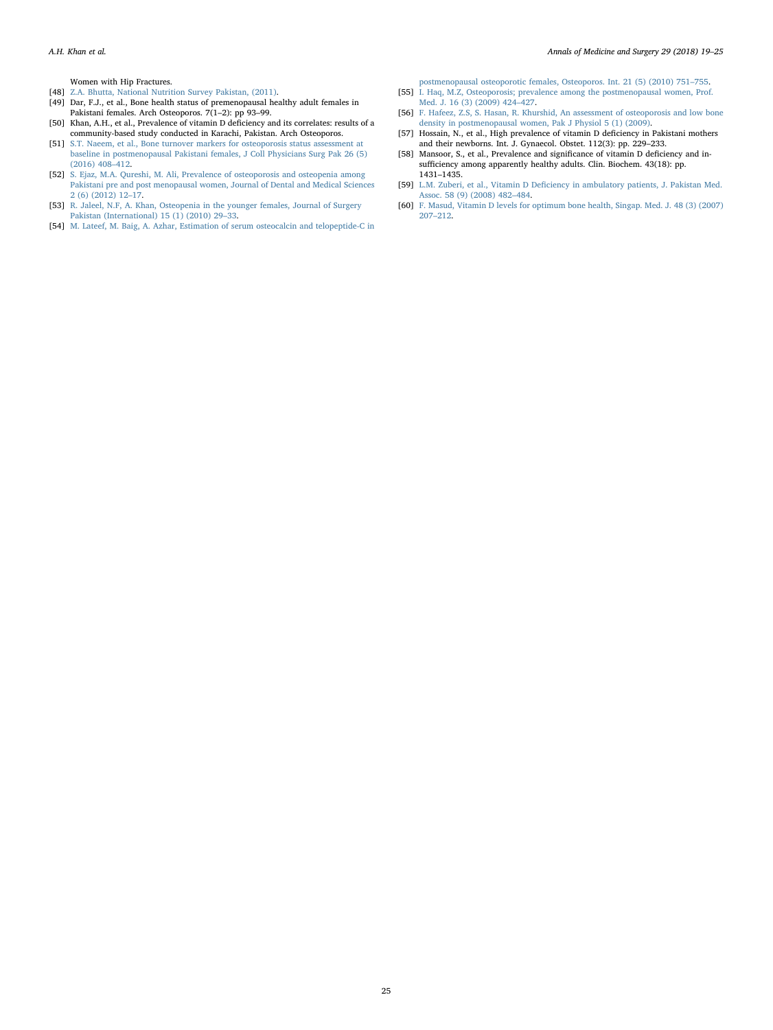Women with Hip Fractures.

[48] Z.A. Bhutta, National Nutrition Survey Pakistan, (2011).

[49] Dar, F.J., et al., Bone health status of premenopausal healthy adult females in Pakistani females. Arch Osteoporos. 7(1–2): pp 93–99.

[50] Khan, A.H., et al., Prevalence of vitamin D deficiency and its correlates: results of a community-based study conducted in Karachi, Pakistan. Arch Osteoporos.

[51] S.T. Naeem, et al., Bone turnover markers for osteoporosis status assessment at baseline in postmenopausal Pakistani females, J Coll Physicians Surg Pak 26 (5) (2016) 408–412.

[52] S. Ejaz, M.A. Qureshi, M. Ali, Prevalence of osteoporosis and osteopenia among Pakistani pre and post menopausal women, Journal of Dental and Medical Sciences 2 (6) (2012) 12–17.

[53] R. Jaleel, N.F, A. Khan, Osteopenia in the younger females, Journal of Surgery Pakistan (International) 15 (1) (2010) 29–33.

[54] M. Lateef, M. Baig, A. Azhar, Estimation of serum osteocalcin and telopeptide-C in postmenopausal osteoporotic females, Osteoporos. Int. 21 (5) (2010) 751–755.

[55] I. Haq, M.Z, Osteoporosis; prevalence among the postmenopausal women, Prof. Med. J. 16 (3) (2009) 424–427.

[56] F. Hafeez, Z.S, S. Hasan, R. Khurshid, An assessment of osteoporosis and low bone density in postmenopausal women, Pak J Physiol 5 (1) (2009).

[57] Hossain, N., et al., High prevalence of vitamin D deficiency in Pakistani mothers and their newborns. Int. J. Gynaecol. Obstet. 112(3): pp. 229–233.

[58] Mansoor, S., et al., Prevalence and significance of vitamin D deficiency and insufficiency among apparently healthy adults. Clin. Biochem. 43(18): pp. 1431–1435.

[59] L.M. Zuberi, et al., Vitamin D Deficiency in ambulatory patients, J. Pakistan Med. Assoc. 58 (9) (2008) 482–484.

[60] F. Masud, Vitamin D levels for optimum bone health, Singap. Med. J. 48 (3) (2007) 207–212.